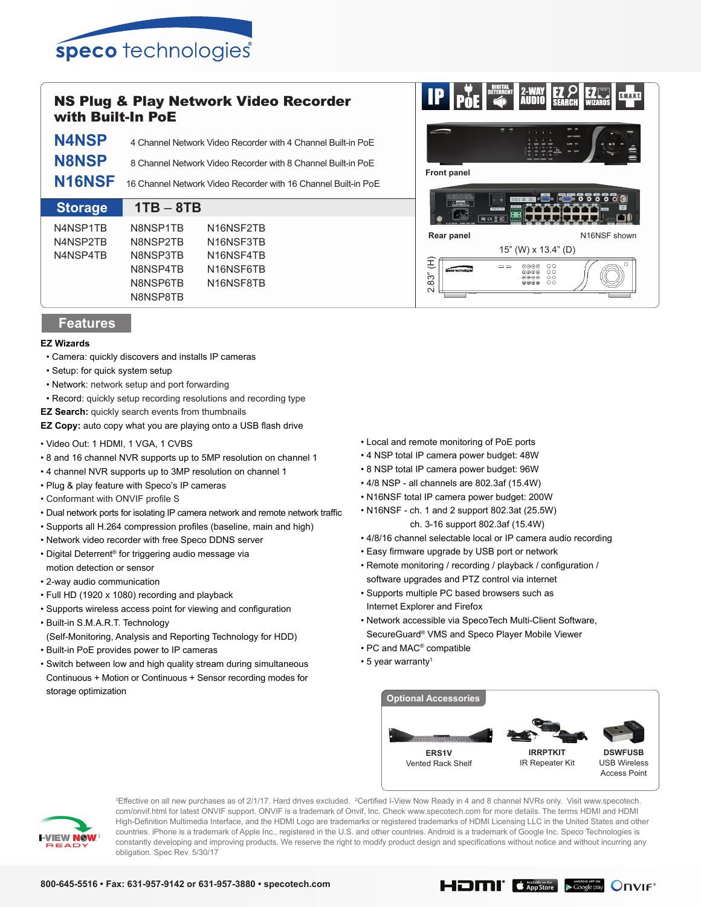speco technologies

# NS Plug & Play Network Video Recorder with Built-In PoE

**N4NSP** 4 Channel Network Video Recorder with 4 Channel Built-in PoE

**N8NSP** 8 Channel Network Video Recorder with 8 Channel Built-in PoE

**N16NSF** 16 Channel Network Video Recorder with 16 Channel Built-in PoE

| Storage | 1TB – 8TB | |
|---|---|---|
| N4NSP1TB | N8NSP1TB | N16NSF2TB |
| N4NSP2TB | N8NSP2TB | N16NSF3TB |
| N4NSP4TB | N8NSP3TB | N16NSF4TB |
| | N8NSP4TB | N16NSF6TB |
| | N8NSP6TB | N16NSF8TB |
| | N8NSP8TB | |

IP · PoE · DIGITAL DETERRENT · 2-WAY AUDIO · EZ SEARCH · EZ WIZARDS · S.M.A.R.T.

**Front panel**

**Rear panel** — N16NSF shown

15" (W) x 13.4" (D)

2.83" (H)

## Features

**EZ Wizards**

- Camera: quickly discovers and installs IP cameras
- Setup: for quick system setup
- Network: network setup and port forwarding
- Record: quickly setup recording resolutions and recording type

**EZ Search:** quickly search events from thumbnails

**EZ Copy:** auto copy what you are playing onto a USB flash drive

- Video Out: 1 HDMI, 1 VGA, 1 CVBS
- 8 and 16 channel NVR supports up to 5MP resolution on channel 1
- 4 channel NVR supports up to 3MP resolution on channel 1
- Plug & play feature with Speco's IP cameras
- Conformant with ONVIF profile S
- Dual network ports for isolating IP camera network and remote network traffic
- Supports all H.264 compression profiles (baseline, main and high)
- Network video recorder with free Speco DDNS server
- Digital Deterrent® for triggering audio message via motion detection or sensor
- 2-way audio communication
- Full HD (1920 x 1080) recording and playback
- Supports wireless access point for viewing and configuration
- Built-in S.M.A.R.T. Technology (Self-Monitoring, Analysis and Reporting Technology for HDD)
- Built-in PoE provides power to IP cameras
- Switch between low and high quality stream during simultaneous Continuous + Motion or Continuous + Sensor recording modes for storage optimization
- Local and remote monitoring of PoE ports
- 4 NSP total IP camera power budget: 48W
- 8 NSP total IP camera power budget: 96W
- 4/8 NSP - all channels are 802.3af (15.4W)
- N16NSF total IP camera power budget: 200W
- N16NSF - ch. 1 and 2 support 802.3at (25.5W)
  ch. 3-16 support 802.3af (15.4W)
- 4/8/16 channel selectable local or IP camera audio recording
- Easy firmware upgrade by USB port or network
- Remote monitoring / recording / playback / configuration / software upgrades and PTZ control via internet
- Supports multiple PC based browsers such as Internet Explorer and Firefox
- Network accessible via SpecoTech Multi-Client Software, SecureGuard® VMS and Speco Player Mobile Viewer
- PC and MAC® compatible
- 5 year warranty[1]

### Optional Accessories

**ERS1V** Vented Rack Shelf

**IRRPTKIT** IR Repeater Kit

**DSWFUSB** USB Wireless Access Point

I-VIEW NOW[2] READY

[1]Effective on all new purchases as of 2/1/17. Hard drives excluded. [2]Certified I-View Now Ready in 4 and 8 channel NVRs only. Visit www.specotech.com/onvif.html for latest ONVIF support. ONVIF is a trademark of Onvif, Inc. Check www.specotech.com for more details. The terms HDMI and HDMI High-Definition Multimedia Interface, and the HDMI Logo are trademarks or registered trademarks of HDMI Licensing LLC in the United States and other countries. iPhone is a trademark of Apple Inc., registered in the U.S. and other countries. Android is a trademark of Google Inc. Speco Technologies is constantly developing and improving products. We reserve the right to modify product design and specifications without notice and without incurring any obligation. Spec Rev. 5/30/17

800-645-5516 • Fax: 631-957-9142 or 631-957-3880 • specotech.com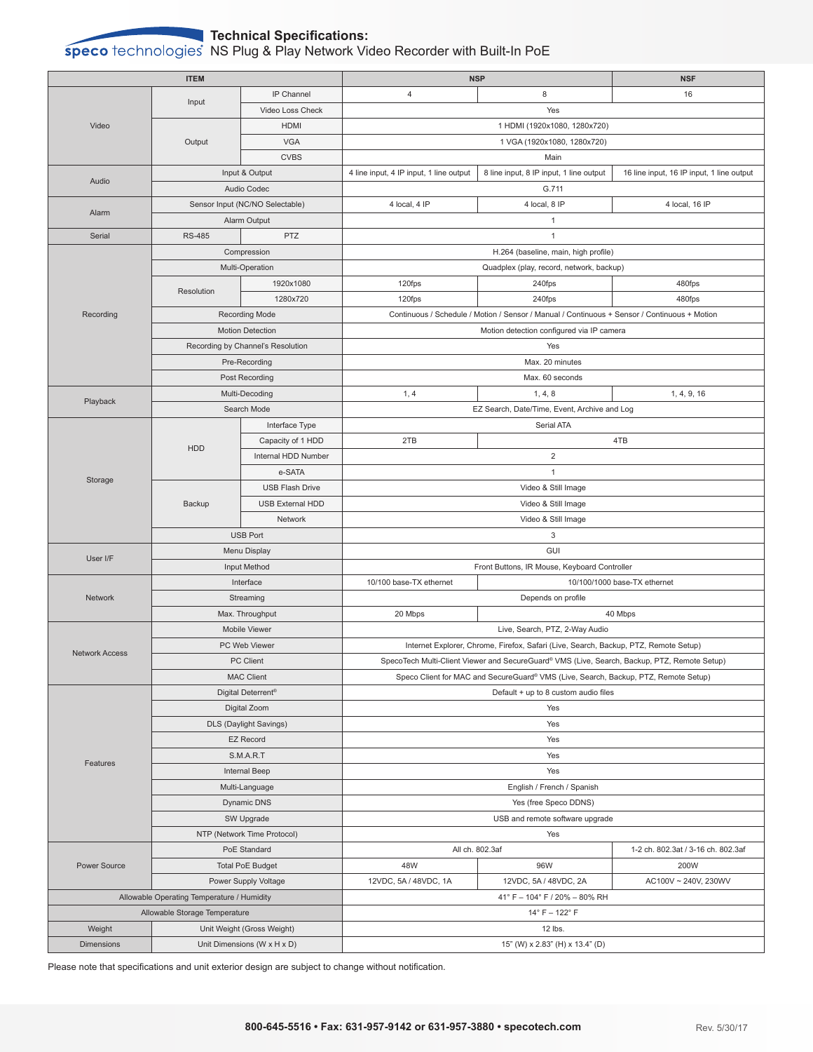# Technical Specifications:

NS Plug & Play Network Video Recorder with Built-In PoE

| ITEM | | | NSP | | NSF |
|---|---|---|---|---|---|
| Video | Input | IP Channel | 4 | 8 | 16 |
| | | Video Loss Check | Yes | | |
| | Output | HDMI | 1 HDMI (1920x1080, 1280x720) | | |
| | | VGA | 1 VGA (1920x1080, 1280x720) | | |
| | | CVBS | Main | | |
| Audio | Input & Output | | 4 line input, 4 IP input, 1 line output | 8 line input, 8 IP input, 1 line output | 16 line input, 16 IP input, 1 line output |
| | Audio Codec | | G.711 | | |
| Alarm | Sensor Input (NC/NO Selectable) | | 4 local, 4 IP | 4 local, 8 IP | 4 local, 16 IP |
| | Alarm Output | | 1 | | |
| Serial | RS-485 | PTZ | 1 | | |
| Recording | Compression | | H.264 (baseline, main, high profile) | | |
| | Multi-Operation | | Quadplex (play, record, network, backup) | | |
| | Resolution | 1920x1080 | 120fps | 240fps | 480fps |
| | | 1280x720 | 120fps | 240fps | 480fps |
| | Recording Mode | | Continuous / Schedule / Motion / Sensor / Manual / Continuous + Sensor / Continuous + Motion | | |
| | Motion Detection | | Motion detection configured via IP camera | | |
| | Recording by Channel's Resolution | | Yes | | |
| | Pre-Recording | | Max. 20 minutes | | |
| | Post Recording | | Max. 60 seconds | | |
| Playback | Multi-Decoding | | 1, 4 | 1, 4, 8 | 1, 4, 9, 16 |
| | Search Mode | | EZ Search, Date/Time, Event, Archive and Log | | |
| Storage | HDD | Interface Type | Serial ATA | | |
| | | Capacity of 1 HDD | 2TB | 4TB | |
| | | Internal HDD Number | 2 | | |
| | | e-SATA | 1 | | |
| | Backup | USB Flash Drive | Video & Still Image | | |
| | | USB External HDD | Video & Still Image | | |
| | | Network | Video & Still Image | | |
| | USB Port | | 3 | | |
| User I/F | Menu Display | | GUI | | |
| | Input Method | | Front Buttons, IR Mouse, Keyboard Controller | | |
| Network | Interface | | 10/100 base-TX ethernet | 10/100/1000 base-TX ethernet | |
| | Streaming | | Depends on profile | | |
| | Max. Throughput | | 20 Mbps | 40 Mbps | |
| Network Access | Mobile Viewer | | Live, Search, PTZ, 2-Way Audio | | |
| | PC Web Viewer | | Internet Explorer, Chrome, Firefox, Safari (Live, Search, Backup, PTZ, Remote Setup) | | |
| | PC Client | | SpecoTech Multi-Client Viewer and SecureGuard® VMS (Live, Search, Backup, PTZ, Remote Setup) | | |
| | MAC Client | | Speco Client for MAC and SecureGuard® VMS (Live, Search, Backup, PTZ, Remote Setup) | | |
| Features | Digital Deterrent® | | Default + up to 8 custom audio files | | |
| | Digital Zoom | | Yes | | |
| | DLS (Daylight Savings) | | Yes | | |
| | EZ Record | | Yes | | |
| | S.M.A.R.T | | Yes | | |
| | Internal Beep | | Yes | | |
| | Multi-Language | | English / French / Spanish | | |
| | Dynamic DNS | | Yes (free Speco DDNS) | | |
| | SW Upgrade | | USB and remote software upgrade | | |
| | NTP (Network Time Protocol) | | Yes | | |
| Power Source | PoE Standard | | All ch. 802.3af | | 1-2 ch. 802.3at / 3-16 ch. 802.3af |
| | Total PoE Budget | | 48W | 96W | 200W |
| | Power Supply Voltage | | 12VDC, 5A / 48VDC, 1A | 12VDC, 5A / 48VDC, 2A | AC100V ~ 240V, 230WV |
| Allowable Operating Temperature / Humidity | | | 41° F – 104° F / 20% – 80% RH | | |
| Allowable Storage Temperature | | | 14° F – 122° F | | |
| Weight | Unit Weight (Gross Weight) | | 12 lbs. | | |
| Dimensions | Unit Dimensions (W x H x D) | | 15" (W) x 2.83" (H) x 13.4" (D) | | |

Please note that specifications and unit exterior design are subject to change without notification.

**800-645-5516 • Fax: 631-957-9142 or 631-957-3880 • specotech.com**

Rev. 5/30/17